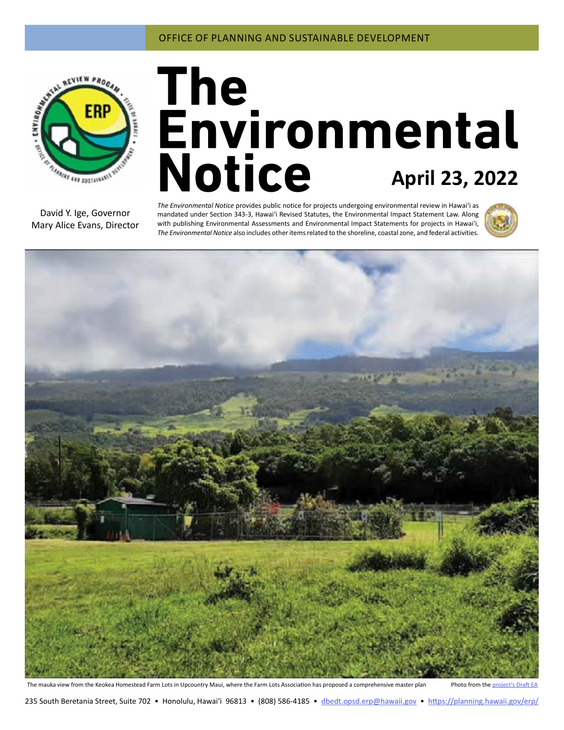OFFICE OF PLANNING AND SUSTAINABLE DEVELOPMENT

# The Environmental Notice

**April 23, 2022**

David Y. Ige, Governor
Mary Alice Evans, Director

*The Environmental Notice* provides public notice for projects undergoing environmental review in Hawaiʻi as mandated under Section 343-3, Hawaiʻi Revised Statutes, the Environmental Impact Statement Law. Along with publishing Environmental Assessments and Environmental Impact Statements for projects in Hawaiʻi, *The Environmental Notice* also includes other items related to the shoreline, coastal zone, and federal activities.

The mauka view from the Keokea Homestead Farm Lots in Upcountry Maui, where the Farm Lots Association has proposed a comprehensive master plan Photo from the project's Draft EA

235 South Beretania Street, Suite 702 • Honolulu, Hawaiʻi 96813 • (808) 586-4185 • dbedt.opsd.erp@hawaii.gov • https://planning.hawaii.gov/erp/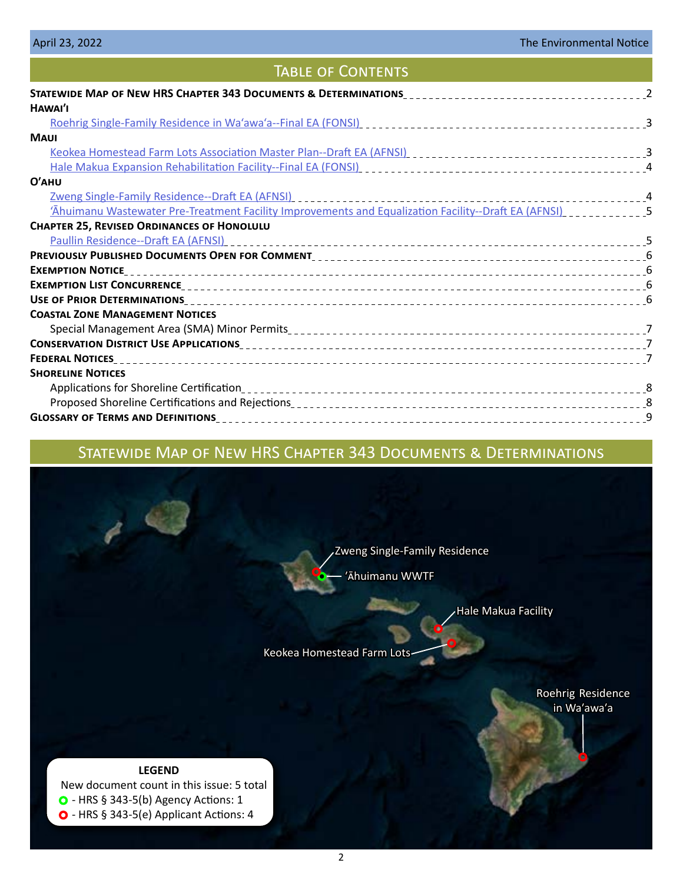# Table of Contents

**Statewide Map of New HRS Chapter 343 Documents & Determinations** ... 2

**Hawai'i**

- Roehrig Single-Family Residence in Wa'awa'a--Final EA (FONSI) ... 3

**Maui**

- Keokea Homestead Farm Lots Association Master Plan--Draft EA (AFNSI) ... 3
- Hale Makua Expansion Rehabilitation Facility--Final EA (FONSI) ... 4

**O'ahu**

- Zweng Single-Family Residence--Draft EA (AFNSI) ... 4
- 'Āhuimanu Wastewater Pre-Treatment Facility Improvements and Equalization Facility--Draft EA (AFNSI) ... 5

**Chapter 25, Revised Ordinances of Honolulu**

- Paullin Residence--Draft EA (AFNSI) ... 5

**Previously Published Documents Open for Comment** ... 6

**Exemption Notice** ... 6

**Exemption List Concurrence** ... 6

**Use of Prior Determinations** ... 6

**Coastal Zone Management Notices**

- Special Management Area (SMA) Minor Permits ... 7

**Conservation District Use Applications** ... 7

**Federal Notices** ... 7

**Shoreline Notices**

- Applications for Shoreline Certification ... 8
- Proposed Shoreline Certifications and Rejections ... 8

**Glossary of Terms and Definitions** ... 9

# Statewide Map of New HRS Chapter 343 Documents & Determinations

Zweng Single-Family Residence

'Āhuimanu WWTF

Hale Makua Facility

Keokea Homestead Farm Lots

Roehrig Residence in Wa'awa'a

**LEGEND**

New document count in this issue: 5 total

- HRS § 343-5(b) Agency Actions: 1
- HRS § 343-5(e) Applicant Actions: 4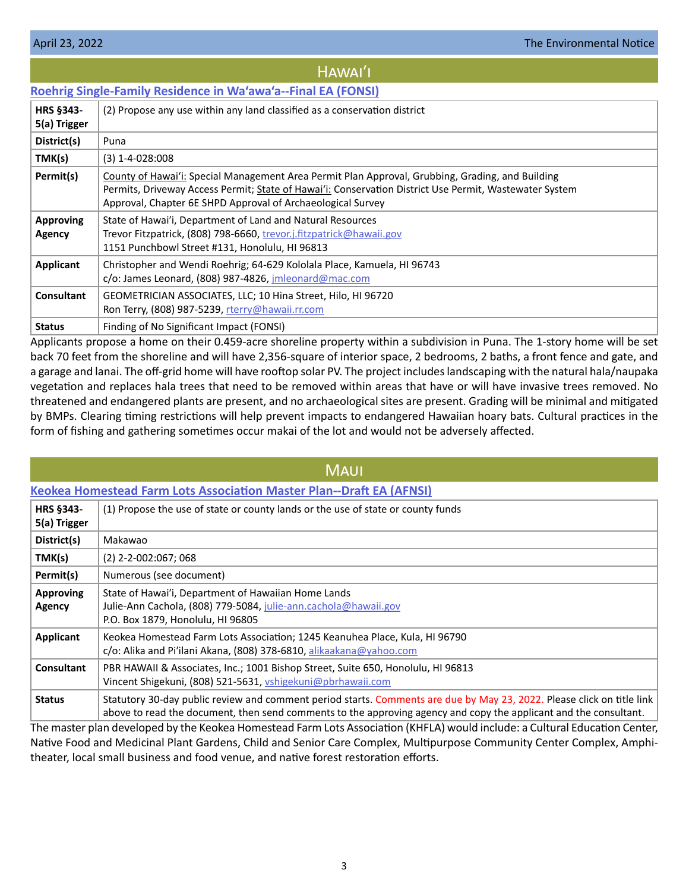# Hawaiʻi

## [Roehrig Single-Family Residence in Waʻawaʻa--Final EA (FONSI)]

| | |
|---|---|
| **HRS §343-5(a) Trigger** | (2) Propose any use within any land classified as a conservation district |
| **District(s)** | Puna |
| **TMK(s)** | (3) 1-4-028:008 |
| **Permit(s)** | County of Hawaiʻi: Special Management Area Permit Plan Approval, Grubbing, Grading, and Building Permits, Driveway Access Permit; State of Hawaiʻi: Conservation District Use Permit, Wastewater System Approval, Chapter 6E SHPD Approval of Archaeological Survey |
| **Approving Agency** | State of Hawaiʻi, Department of Land and Natural Resources<br>Trevor Fitzpatrick, (808) 798-6660, trevor.j.fitzpatrick@hawaii.gov<br>1151 Punchbowl Street #131, Honolulu, HI 96813 |
| **Applicant** | Christopher and Wendi Roehrig; 64-629 Kololala Place, Kamuela, HI 96743<br>c/o: James Leonard, (808) 987-4826, jmleonard@mac.com |
| **Consultant** | GEOMETRICIAN ASSOCIATES, LLC; 10 Hina Street, Hilo, HI 96720<br>Ron Terry, (808) 987-5239, rterry@hawaii.rr.com |
| **Status** | Finding of No Significant Impact (FONSI) |

Applicants propose a home on their 0.459-acre shoreline property within a subdivision in Puna. The 1-story home will be set back 70 feet from the shoreline and will have 2,356-square of interior space, 2 bedrooms, 2 baths, a front fence and gate, and a garage and lanai. The off-grid home will have rooftop solar PV. The project includes landscaping with the natural hala/naupaka vegetation and replaces hala trees that need to be removed within areas that have or will have invasive trees removed. No threatened and endangered plants are present, and no archaeological sites are present. Grading will be minimal and mitigated by BMPs. Clearing timing restrictions will help prevent impacts to endangered Hawaiian hoary bats. Cultural practices in the form of fishing and gathering sometimes occur makai of the lot and would not be adversely affected.

# Maui

## [Keokea Homestead Farm Lots Association Master Plan--Draft EA (AFNSI)]

| | |
|---|---|
| **HRS §343-5(a) Trigger** | (1) Propose the use of state or county lands or the use of state or county funds |
| **District(s)** | Makawao |
| **TMK(s)** | (2) 2-2-002:067; 068 |
| **Permit(s)** | Numerous (see document) |
| **Approving Agency** | State of Hawaiʻi, Department of Hawaiian Home Lands<br>Julie-Ann Cachola, (808) 779-5084, julie-ann.cachola@hawaii.gov<br>P.O. Box 1879, Honolulu, HI 96805 |
| **Applicant** | Keokea Homestead Farm Lots Association; 1245 Keanuhea Place, Kula, HI 96790<br>c/o: Alika and Pi'ilani Akana, (808) 378-6810, alikaakana@yahoo.com |
| **Consultant** | PBR HAWAII & Associates, Inc.; 1001 Bishop Street, Suite 650, Honolulu, HI 96813<br>Vincent Shigekuni, (808) 521-5631, vshigekuni@pbrhawaii.com |
| **Status** | Statutory 30-day public review and comment period starts. Comments are due by May 23, 2022. Please click on title link above to read the document, then send comments to the approving agency and copy the applicant and the consultant. |

The master plan developed by the Keokea Homestead Farm Lots Association (KHFLA) would include: a Cultural Education Center, Native Food and Medicinal Plant Gardens, Child and Senior Care Complex, Multipurpose Community Center Complex, Amphitheater, local small business and food venue, and native forest restoration efforts.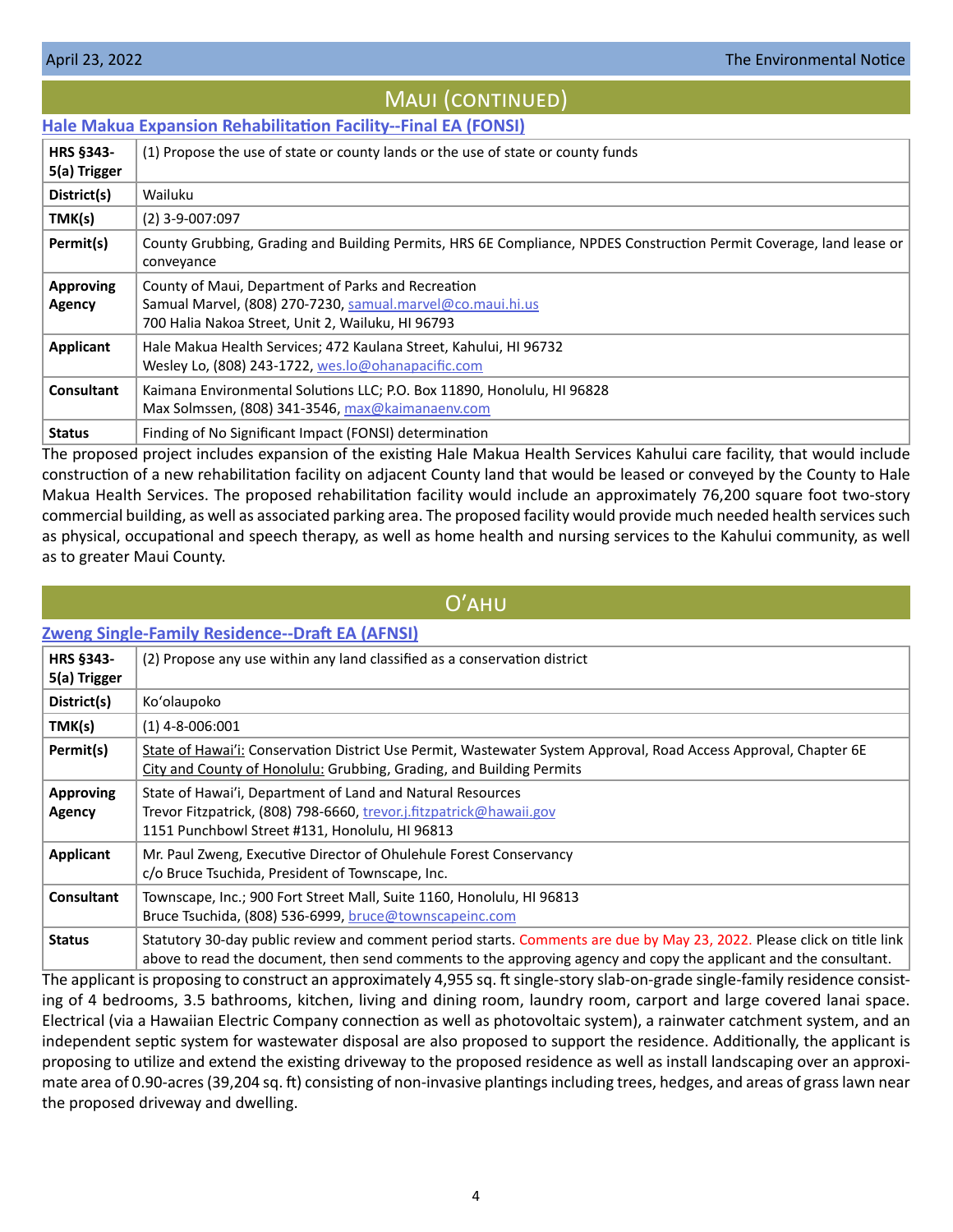## Maui (continued)

### Hale Makua Expansion Rehabilitation Facility--Final EA (FONSI)

| | |
|---|---|
| **HRS §343-5(a) Trigger** | (1) Propose the use of state or county lands or the use of state or county funds |
| **District(s)** | Wailuku |
| **TMK(s)** | (2) 3-9-007:097 |
| **Permit(s)** | County Grubbing, Grading and Building Permits, HRS 6E Compliance, NPDES Construction Permit Coverage, land lease or conveyance |
| **Approving Agency** | County of Maui, Department of Parks and Recreation<br>Samual Marvel, (808) 270-7230, samual.marvel@co.maui.hi.us<br>700 Halia Nakoa Street, Unit 2, Wailuku, HI 96793 |
| **Applicant** | Hale Makua Health Services; 472 Kaulana Street, Kahului, HI 96732<br>Wesley Lo, (808) 243-1722, wes.lo@ohanapacific.com |
| **Consultant** | Kaimana Environmental Solutions LLC; P.O. Box 11890, Honolulu, HI 96828<br>Max Solmssen, (808) 341-3546, max@kaimanaenv.com |
| **Status** | Finding of No Significant Impact (FONSI) determination |

The proposed project includes expansion of the existing Hale Makua Health Services Kahului care facility, that would include construction of a new rehabilitation facility on adjacent County land that would be leased or conveyed by the County to Hale Makua Health Services. The proposed rehabilitation facility would include an approximately 76,200 square foot two-story commercial building, as well as associated parking area. The proposed facility would provide much needed health services such as physical, occupational and speech therapy, as well as home health and nursing services to the Kahului community, as well as to greater Maui County.

## O'ahu

### Zweng Single-Family Residence--Draft EA (AFNSI)

| | |
|---|---|
| **HRS §343-5(a) Trigger** | (2) Propose any use within any land classified as a conservation district |
| **District(s)** | Ko'olaupoko |
| **TMK(s)** | (1) 4-8-006:001 |
| **Permit(s)** | State of Hawai'i: Conservation District Use Permit, Wastewater System Approval, Road Access Approval, Chapter 6E<br>City and County of Honolulu: Grubbing, Grading, and Building Permits |
| **Approving Agency** | State of Hawai'i, Department of Land and Natural Resources<br>Trevor Fitzpatrick, (808) 798-6660, trevor.j.fitzpatrick@hawaii.gov<br>1151 Punchbowl Street #131, Honolulu, HI 96813 |
| **Applicant** | Mr. Paul Zweng, Executive Director of Ohulehule Forest Conservancy<br>c/o Bruce Tsuchida, President of Townscape, Inc. |
| **Consultant** | Townscape, Inc.; 900 Fort Street Mall, Suite 1160, Honolulu, HI 96813<br>Bruce Tsuchida, (808) 536-6999, bruce@townscapeinc.com |
| **Status** | Statutory 30-day public review and comment period starts. Comments are due by May 23, 2022. Please click on title link above to read the document, then send comments to the approving agency and copy the applicant and the consultant. |

The applicant is proposing to construct an approximately 4,955 sq. ft single-story slab-on-grade single-family residence consisting of 4 bedrooms, 3.5 bathrooms, kitchen, living and dining room, laundry room, carport and large covered lanai space. Electrical (via a Hawaiian Electric Company connection as well as photovoltaic system), a rainwater catchment system, and an independent septic system for wastewater disposal are also proposed to support the residence. Additionally, the applicant is proposing to utilize and extend the existing driveway to the proposed residence as well as install landscaping over an approximate area of 0.90-acres (39,204 sq. ft) consisting of non-invasive plantings including trees, hedges, and areas of grass lawn near the proposed driveway and dwelling.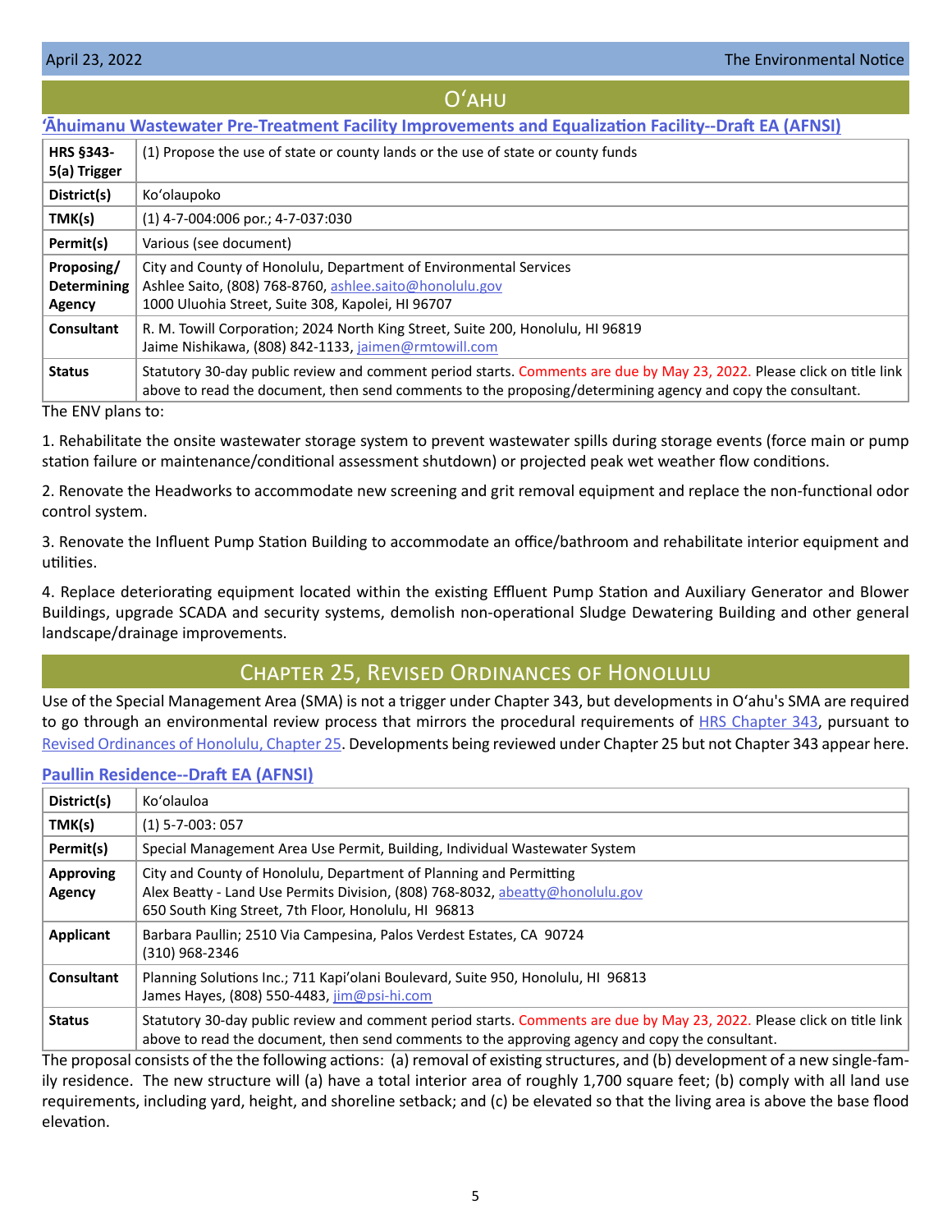## Oʻahu

### [ʻĀhuimanu Wastewater Pre-Treatment Facility Improvements and Equalization Facility--Draft EA (AFNSI)]

| | |
|---|---|
| **HRS §343-5(a) Trigger** | (1) Propose the use of state or county lands or the use of state or county funds |
| **District(s)** | Koʻolaupoko |
| **TMK(s)** | (1) 4-7-004:006 por.; 4-7-037:030 |
| **Permit(s)** | Various (see document) |
| **Proposing/ Determining Agency** | City and County of Honolulu, Department of Environmental Services<br>Ashlee Saito, (808) 768-8760, ashlee.saito@honolulu.gov<br>1000 Uluohia Street, Suite 308, Kapolei, HI 96707 |
| **Consultant** | R. M. Towill Corporation; 2024 North King Street, Suite 200, Honolulu, HI 96819<br>Jaime Nishikawa, (808) 842-1133, jaimen@rmtowill.com |
| **Status** | Statutory 30-day public review and comment period starts. Comments are due by May 23, 2022. Please click on title link above to read the document, then send comments to the proposing/determining agency and copy the consultant. |

The ENV plans to:

1. Rehabilitate the onsite wastewater storage system to prevent wastewater spills during storage events (force main or pump station failure or maintenance/conditional assessment shutdown) or projected peak wet weather flow conditions.

2. Renovate the Headworks to accommodate new screening and grit removal equipment and replace the non-functional odor control system.

3. Renovate the Influent Pump Station Building to accommodate an office/bathroom and rehabilitate interior equipment and utilities.

4. Replace deteriorating equipment located within the existing Effluent Pump Station and Auxiliary Generator and Blower Buildings, upgrade SCADA and security systems, demolish non-operational Sludge Dewatering Building and other general landscape/drainage improvements.

## Chapter 25, Revised Ordinances of Honolulu

Use of the Special Management Area (SMA) is not a trigger under Chapter 343, but developments in Oʻahu's SMA are required to go through an environmental review process that mirrors the procedural requirements of HRS Chapter 343, pursuant to Revised Ordinances of Honolulu, Chapter 25. Developments being reviewed under Chapter 25 but not Chapter 343 appear here.

### [Paullin Residence--Draft EA (AFNSI)]

| | |
|---|---|
| **District(s)** | Koʻolauloa |
| **TMK(s)** | (1) 5-7-003: 057 |
| **Permit(s)** | Special Management Area Use Permit, Building, Individual Wastewater System |
| **Approving Agency** | City and County of Honolulu, Department of Planning and Permitting<br>Alex Beatty - Land Use Permits Division, (808) 768-8032, abeatty@honolulu.gov<br>650 South King Street, 7th Floor, Honolulu, HI 96813 |
| **Applicant** | Barbara Paullin; 2510 Via Campesina, Palos Verdest Estates, CA 90724<br>(310) 968-2346 |
| **Consultant** | Planning Solutions Inc.; 711 Kapiʼolani Boulevard, Suite 950, Honolulu, HI 96813<br>James Hayes, (808) 550-4483, jim@psi-hi.com |
| **Status** | Statutory 30-day public review and comment period starts. Comments are due by May 23, 2022. Please click on title link above to read the document, then send comments to the approving agency and copy the consultant. |

The proposal consists of the the following actions: (a) removal of existing structures, and (b) development of a new single-family residence. The new structure will (a) have a total interior area of roughly 1,700 square feet; (b) comply with all land use requirements, including yard, height, and shoreline setback; and (c) be elevated so that the living area is above the base flood elevation.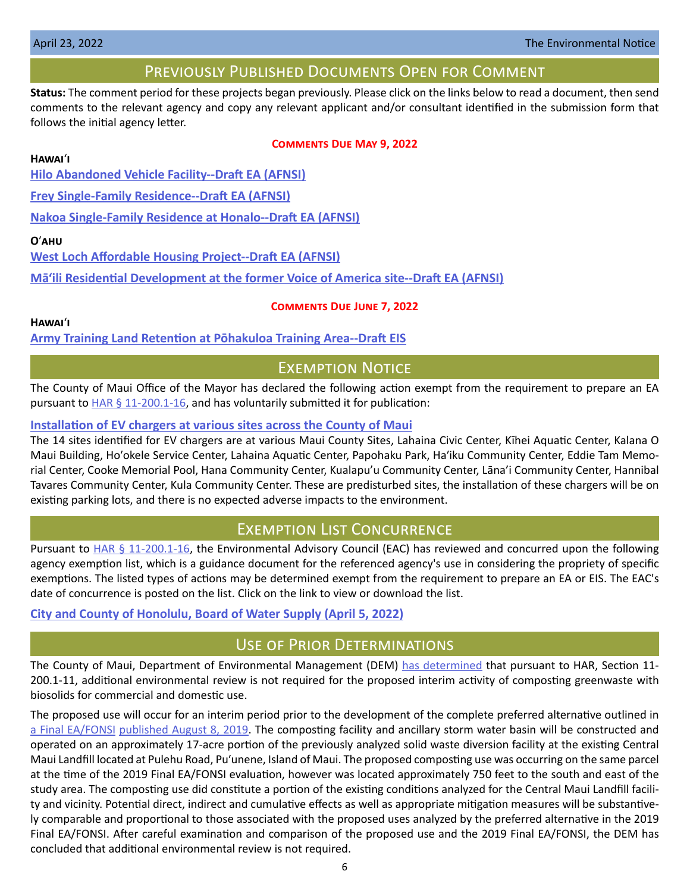## Previously Published Documents Open for Comment

**Status:** The comment period for these projects began previously. Please click on the links below to read a document, then send comments to the relevant agency and copy any relevant applicant and/or consultant identified in the submission form that follows the initial agency letter.

**Comments Due May 9, 2022**

**Hawaiʻi**

**Hilo Abandoned Vehicle Facility--Draft EA (AFNSI)**

**Frey Single-Family Residence--Draft EA (AFNSI)**

**Nakoa Single-Family Residence at Honalo--Draft EA (AFNSI)**

**Oʻahu**

**West Loch Affordable Housing Project--Draft EA (AFNSI)**

**Māʻili Residential Development at the former Voice of America site--Draft EA (AFNSI)**

**Comments Due June 7, 2022**

**Hawaiʻi**

**Army Training Land Retention at Pōhakuloa Training Area--Draft EIS**

## Exemption Notice

The County of Maui Office of the Mayor has declared the following action exempt from the requirement to prepare an EA pursuant to HAR § 11-200.1-16, and has voluntarily submitted it for publication:

**Installation of EV chargers at various sites across the County of Maui**

The 14 sites identified for EV chargers are at various Maui County Sites, Lahaina Civic Center, Kīhei Aquatic Center, Kalana O Maui Building, Ho'okele Service Center, Lahaina Aquatic Center, Papohaku Park, Ha'iku Community Center, Eddie Tam Memorial Center, Cooke Memorial Pool, Hana Community Center, Kualapu'u Community Center, Lāna'i Community Center, Hannibal Tavares Community Center, Kula Community Center. These are predisturbed sites, the installation of these chargers will be on existing parking lots, and there is no expected adverse impacts to the environment.

## Exemption List Concurrence

Pursuant to HAR § 11-200.1-16, the Environmental Advisory Council (EAC) has reviewed and concurred upon the following agency exemption list, which is a guidance document for the referenced agency's use in considering the propriety of specific exemptions. The listed types of actions may be determined exempt from the requirement to prepare an EA or EIS. The EAC's date of concurrence is posted on the list. Click on the link to view or download the list.

**City and County of Honolulu, Board of Water Supply (April 5, 2022)**

## Use of Prior Determinations

The County of Maui, Department of Environmental Management (DEM) has determined that pursuant to HAR, Section 11-200.1-11, additional environmental review is not required for the proposed interim activity of composting greenwaste with biosolids for commercial and domestic use.

The proposed use will occur for an interim period prior to the development of the complete preferred alternative outlined in a Final EA/FONSI published August 8, 2019. The composting facility and ancillary storm water basin will be constructed and operated on an approximately 17-acre portion of the previously analyzed solid waste diversion facility at the existing Central Maui Landfill located at Pulehu Road, Pu'unene, Island of Maui. The proposed composting use was occurring on the same parcel at the time of the 2019 Final EA/FONSI evaluation, however was located approximately 750 feet to the south and east of the study area. The composting use did constitute a portion of the existing conditions analyzed for the Central Maui Landfill facility and vicinity. Potential direct, indirect and cumulative effects as well as appropriate mitigation measures will be substantively comparable and proportional to those associated with the proposed uses analyzed by the preferred alternative in the 2019 Final EA/FONSI. After careful examination and comparison of the proposed use and the 2019 Final EA/FONSI, the DEM has concluded that additional environmental review is not required.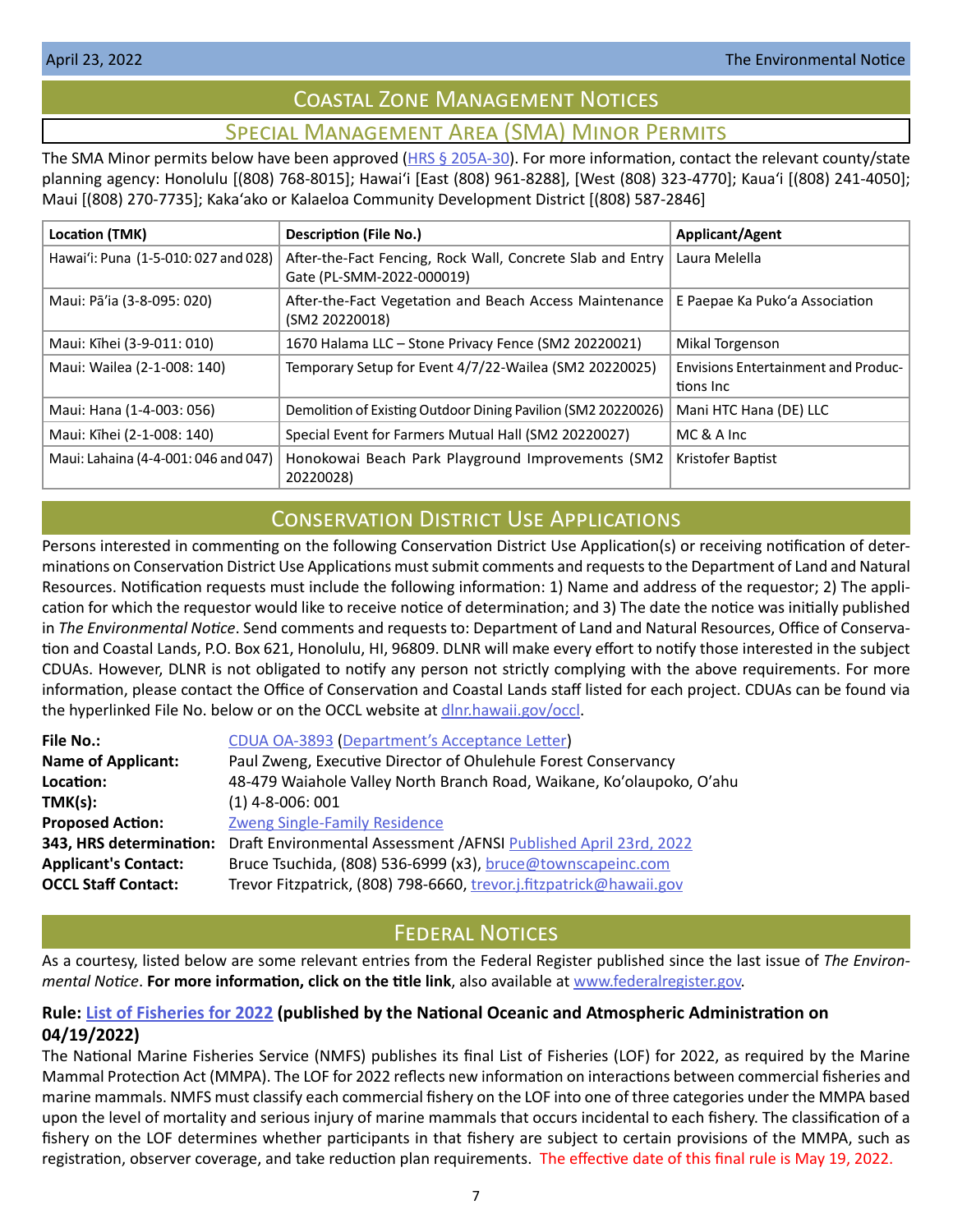# Coastal Zone Management Notices

## Special Management Area (SMA) Minor Permits

The SMA Minor permits below have been approved (HRS § 205A-30). For more information, contact the relevant county/state planning agency: Honolulu [(808) 768-8015]; Hawaiʻi [East (808) 961-8288], [West (808) 323-4770]; Kauaʻi [(808) 241-4050]; Maui [(808) 270-7735]; Kakaʻako or Kalaeloa Community Development District [(808) 587-2846]

| Location (TMK) | Description (File No.) | Applicant/Agent |
|---|---|---|
| Hawaiʻi: Puna (1-5-010: 027 and 028) | After-the-Fact Fencing, Rock Wall, Concrete Slab and Entry Gate (PL-SMM-2022-000019) | Laura Melella |
| Maui: Pāʻia (3-8-095: 020) | After-the-Fact Vegetation and Beach Access Maintenance (SM2 20220018) | E Paepae Ka Pukoʻa Association |
| Maui: Kīhei (3-9-011: 010) | 1670 Halama LLC – Stone Privacy Fence (SM2 20220021) | Mikal Torgenson |
| Maui: Wailea (2-1-008: 140) | Temporary Setup for Event 4/7/22-Wailea (SM2 20220025) | Envisions Entertainment and Productions Inc |
| Maui: Hana (1-4-003: 056) | Demolition of Existing Outdoor Dining Pavilion (SM2 20220026) | Mani HTC Hana (DE) LLC |
| Maui: Kīhei (2-1-008: 140) | Special Event for Farmers Mutual Hall (SM2 20220027) | MC & A Inc |
| Maui: Lahaina (4-4-001: 046 and 047) | Honokowai Beach Park Playground Improvements (SM2 20220028) | Kristofer Baptist |

# Conservation District Use Applications

Persons interested in commenting on the following Conservation District Use Application(s) or receiving notification of determinations on Conservation District Use Applications must submit comments and requests to the Department of Land and Natural Resources. Notification requests must include the following information: 1) Name and address of the requestor; 2) The application for which the requestor would like to receive notice of determination; and 3) The date the notice was initially published in *The Environmental Notice*. Send comments and requests to: Department of Land and Natural Resources, Office of Conservation and Coastal Lands, P.O. Box 621, Honolulu, HI, 96809. DLNR will make every effort to notify those interested in the subject CDUAs. However, DLNR is not obligated to notify any person not strictly complying with the above requirements. For more information, please contact the Office of Conservation and Coastal Lands staff listed for each project. CDUAs can be found via the hyperlinked File No. below or on the OCCL website at dlnr.hawaii.gov/occl.

**File No.:** CDUA OA-3893 (Department's Acceptance Letter)
**Name of Applicant:** Paul Zweng, Executive Director of Ohulehule Forest Conservancy
**Location:** 48-479 Waiahole Valley North Branch Road, Waikane, Ko'olaupoko, O'ahu
**TMK(s):** (1) 4-8-006: 001
**Proposed Action:** Zweng Single-Family Residence
**343, HRS determination:** Draft Environmental Assessment /AFNSI Published April 23rd, 2022
**Applicant's Contact:** Bruce Tsuchida, (808) 536-6999 (x3), bruce@townscapeinc.com
**OCCL Staff Contact:** Trevor Fitzpatrick, (808) 798-6660, trevor.j.fitzpatrick@hawaii.gov

# Federal Notices

As a courtesy, listed below are some relevant entries from the Federal Register published since the last issue of *The Environmental Notice*. **For more information, click on the title link**, also available at www.federalregister.gov.

### Rule: List of Fisheries for 2022 (published by the National Oceanic and Atmospheric Administration on 04/19/2022)

The National Marine Fisheries Service (NMFS) publishes its final List of Fisheries (LOF) for 2022, as required by the Marine Mammal Protection Act (MMPA). The LOF for 2022 reflects new information on interactions between commercial fisheries and marine mammals. NMFS must classify each commercial fishery on the LOF into one of three categories under the MMPA based upon the level of mortality and serious injury of marine mammals that occurs incidental to each fishery. The classification of a fishery on the LOF determines whether participants in that fishery are subject to certain provisions of the MMPA, such as registration, observer coverage, and take reduction plan requirements. The effective date of this final rule is May 19, 2022.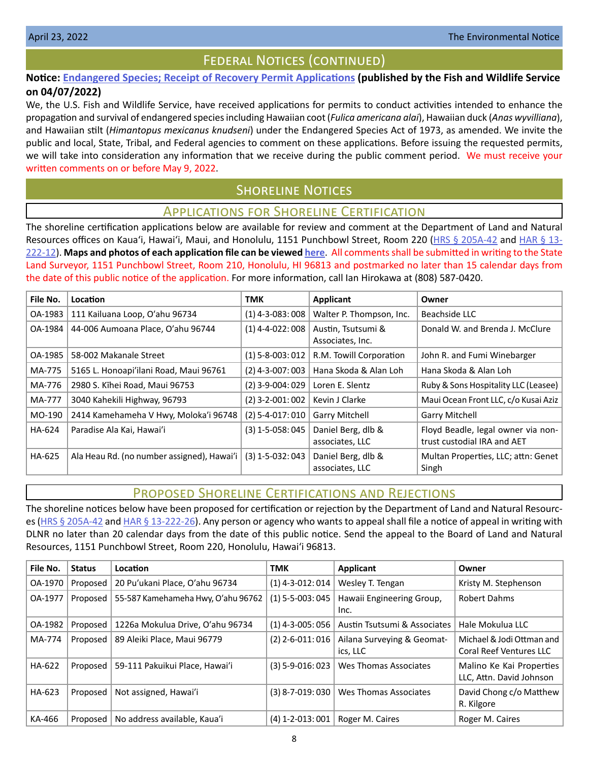## Federal Notices (continued)

**Notice: Endangered Species; Receipt of Recovery Permit Applications (published by the Fish and Wildlife Service on 04/07/2022)**

We, the U.S. Fish and Wildlife Service, have received applications for permits to conduct activities intended to enhance the propagation and survival of endangered species including Hawaiian coot (*Fulica americana alai*), Hawaiian duck (*Anas wyvilliana*), and Hawaiian stilt (*Himantopus mexicanus knudseni*) under the Endangered Species Act of 1973, as amended. We invite the public and local, State, Tribal, and Federal agencies to comment on these applications. Before issuing the requested permits, we will take into consideration any information that we receive during the public comment period. We must receive your written comments on or before May 9, 2022.

## Shoreline Notices

### Applications for Shoreline Certification

The shoreline certification applications below are available for review and comment at the Department of Land and Natural Resources offices on Kauaʻi, Hawaiʻi, Maui, and Honolulu, 1151 Punchbowl Street, Room 220 (HRS § 205A-42 and HAR § 13-222-12). **Maps and photos of each application file can be viewed here.** All comments shall be submitted in writing to the State Land Surveyor, 1151 Punchbowl Street, Room 210, Honolulu, HI 96813 and postmarked no later than 15 calendar days from the date of this public notice of the application. For more information, call Ian Hirokawa at (808) 587-0420.

| File No. | Location | TMK | Applicant | Owner |
|---|---|---|---|---|
| OA-1983 | 111 Kailuana Loop, Oʻahu 96734 | (1) 4-3-083: 008 | Walter P. Thompson, Inc. | Beachside LLC |
| OA-1984 | 44-006 Aumoana Place, Oʻahu 96744 | (1) 4-4-022: 008 | Austin, Tsutsumi & Associates, Inc. | Donald W. and Brenda J. McClure |
| OA-1985 | 58-002 Makanale Street | (1) 5-8-003: 012 | R.M. Towill Corporation | John R. and Fumi Winebarger |
| MA-775 | 5165 L. Honoapiʻilani Road, Maui 96761 | (2) 4-3-007: 003 | Hana Skoda & Alan Loh | Hana Skoda & Alan Loh |
| MA-776 | 2980 S. Kīhei Road, Maui 96753 | (2) 3-9-004: 029 | Loren E. Slentz | Ruby & Sons Hospitality LLC (Leasee) |
| MA-777 | 3040 Kahekili Highway, 96793 | (2) 3-2-001: 002 | Kevin J Clarke | Maui Ocean Front LLC, c/o Kusai Aziz |
| MO-190 | 2414 Kamehameha V Hwy, Molokaʻi 96748 | (2) 5-4-017: 010 | Garry Mitchell | Garry Mitchell |
| HA-624 | Paradise Ala Kai, Hawaiʻi | (3) 1-5-058: 045 | Daniel Berg, dlb & associates, LLC | Floyd Beadle, legal owner via non-trust custodial IRA and AET |
| HA-625 | Ala Heau Rd. (no number assigned), Hawaiʻi | (3) 1-5-032: 043 | Daniel Berg, dlb & associates, LLC | Multan Properties, LLC; attn: Genet Singh |

### Proposed Shoreline Certifications and Rejections

The shoreline notices below have been proposed for certification or rejection by the Department of Land and Natural Resources (HRS § 205A-42 and HAR § 13-222-26). Any person or agency who wants to appeal shall file a notice of appeal in writing with DLNR no later than 20 calendar days from the date of this public notice. Send the appeal to the Board of Land and Natural Resources, 1151 Punchbowl Street, Room 220, Honolulu, Hawaiʻi 96813.

| File No. | Status | Location | TMK | Applicant | Owner |
|---|---|---|---|---|---|
| OA-1970 | Proposed | 20 Puʻukani Place, Oʻahu 96734 | (1) 4-3-012: 014 | Wesley T. Tengan | Kristy M. Stephenson |
| OA-1977 | Proposed | 55-587 Kamehameha Hwy, Oʻahu 96762 | (1) 5-5-003: 045 | Hawaii Engineering Group, Inc. | Robert Dahms |
| OA-1982 | Proposed | 1226a Mokulua Drive, Oʻahu 96734 | (1) 4-3-005: 056 | Austin Tsutsumi & Associates | Hale Mokulua LLC |
| MA-774 | Proposed | 89 Aleiki Place, Maui 96779 | (2) 2-6-011: 016 | Ailana Surveying & Geomatics, LLC | Michael & Jodi Ottman and Coral Reef Ventures LLC |
| HA-622 | Proposed | 59-111 Pakuikui Place, Hawaiʻi | (3) 5-9-016: 023 | Wes Thomas Associates | Malino Ke Kai Properties LLC, Attn. David Johnson |
| HA-623 | Proposed | Not assigned, Hawaiʻi | (3) 8-7-019: 030 | Wes Thomas Associates | David Chong c/o Matthew R. Kilgore |
| KA-466 | Proposed | No address available, Kauaʻi | (4) 1-2-013: 001 | Roger M. Caires | Roger M. Caires |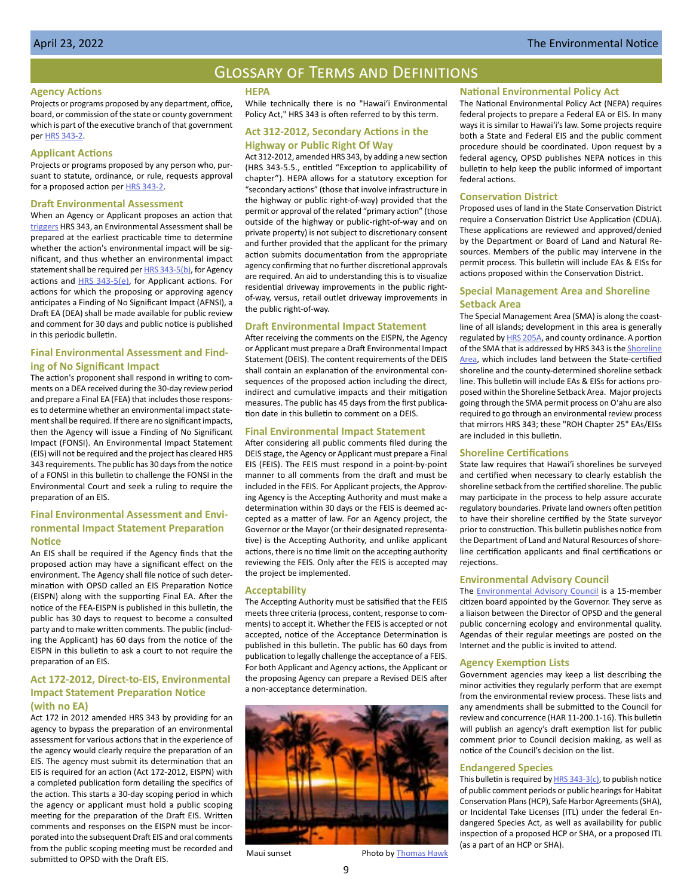# Glossary of Terms and Definitions

### Agency Actions

Projects or programs proposed by any department, office, board, or commission of the state or county government which is part of the executive branch of that government per HRS 343-2.

### Applicant Actions

Projects or programs proposed by any person who, pursuant to statute, ordinance, or rule, requests approval for a proposed action per HRS 343-2.

### Draft Environmental Assessment

When an Agency or Applicant proposes an action that triggers HRS 343, an Environmental Assessment shall be prepared at the earliest practicable time to determine whether the action's environmental impact will be significant, and thus whether an environmental impact statement shall be required per HRS 343-5(b), for Agency actions and HRS 343-5(e), for Applicant actions. For actions for which the proposing or approving agency anticipates a Finding of No Significant Impact (AFNSI), a Draft EA (DEA) shall be made available for public review and comment for 30 days and public notice is published in this periodic bulletin.

### Final Environmental Assessment and Finding of No Significant Impact

The action's proponent shall respond in writing to comments on a DEA received during the 30-day review period and prepare a Final EA (FEA) that includes those responses to determine whether an environmental impact statement shall be required. If there are no significant impacts, then the Agency will issue a Finding of No Significant Impact (FONSI). An Environmental Impact Statement (EIS) will not be required and the project has cleared HRS 343 requirements. The public has 30 days from the notice of a FONSI in this bulletin to challenge the FONSI in the Environmental Court and seek a ruling to require the preparation of an EIS.

### Final Environmental Assessment and Environmental Impact Statement Preparation Notice

An EIS shall be required if the Agency finds that the proposed action may have a significant effect on the environment. The Agency shall file notice of such determination with OPSD called an EIS Preparation Notice (EISPN) along with the supporting Final EA. After the notice of the FEA-EISPN is published in this bulletin, the public has 30 days to request to become a consulted party and to make written comments. The public (including the Applicant) has 60 days from the notice of the EISPN in this bulletin to ask a court to not require the preparation of an EIS.

### Act 172-2012, Direct-to-EIS, Environmental Impact Statement Preparation Notice (with no EA)

Act 172 in 2012 amended HRS 343 by providing for an agency to bypass the preparation of an environmental assessment for various actions that in the experience of the agency would clearly require the preparation of an EIS. The agency must submit its determination that an EIS is required for an action (Act 172-2012, EISPN) with a completed publication form detailing the specifics of the action. This starts a 30-day scoping period in which the agency or applicant must hold a public scoping meeting for the preparation of the Draft EIS. Written comments and responses on the EISPN must be incorporated into the subsequent Draft EIS and oral comments from the public scoping meeting must be recorded and submitted to OPSD with the Draft EIS.

### HEPA

While technically there is no "Hawai'i Environmental Policy Act," HRS 343 is often referred to by this term.

### Act 312-2012, Secondary Actions in the Highway or Public Right Of Way

Act 312-2012, amended HRS 343, by adding a new section (HRS 343-5.5., entitled "Exception to applicability of chapter"). HEPA allows for a statutory exception for "secondary actions" (those that involve infrastructure in the highway or public right-of-way) provided that the permit or approval of the related "primary action" (those outside of the highway or public-right-of-way and on private property) is not subject to discretionary consent and further provided that the applicant for the primary action submits documentation from the appropriate agency confirming that no further discretional approvals are required. An aid to understanding this is to visualize residential driveway improvements in the public right-of-way, versus, retail outlet driveway improvements in the public right-of-way.

### Draft Environmental Impact Statement

After receiving the comments on the EISPN, the Agency or Applicant must prepare a Draft Environmental Impact Statement (DEIS). The content requirements of the DEIS shall contain an explanation of the environmental consequences of the proposed action including the direct, indirect and cumulative impacts and their mitigation measures. The public has 45 days from the first publication date in this bulletin to comment on a DEIS.

### Final Environmental Impact Statement

After considering all public comments filed during the DEIS stage, the Agency or Applicant must prepare a Final EIS (FEIS). The FEIS must respond in a point-by-point manner to all comments from the draft and must be included in the FEIS. For Applicant projects, the Approving Agency is the Accepting Authority and must make a determination within 30 days or the FEIS is deemed accepted as a matter of law. For an Agency project, the Governor or the Mayor (or their designated representative) is the Accepting Authority, and unlike applicant actions, there is no time limit on the accepting authority reviewing the FEIS. Only after the FEIS is accepted may the project be implemented.

### Acceptability

The Accepting Authority must be satisified that the FEIS meets three criteria (process, content, response to comments) to accept it. Whether the FEIS is accepted or not accepted, notice of the Acceptance Determination is published in this bulletin. The public has 60 days from publication to legally challenge the acceptance of a FEIS. For both Applicant and Agency actions, the Applicant or the proposing Agency can prepare a Revised DEIS after a non-acceptance determination.

Maui sunset Photo by Thomas Hawk

### National Environmental Policy Act

The National Environmental Policy Act (NEPA) requires federal projects to prepare a Federal EA or EIS. In many ways it is similar to Hawai'i's law. Some projects require both a State and Federal EIS and the public comment procedure should be coordinated. Upon request by a federal agency, OPSD publishes NEPA notices in this bulletin to help keep the public informed of important federal actions.

### Conservation District

Proposed uses of land in the State Conservation District require a Conservation District Use Application (CDUA). These applications are reviewed and approved/denied by the Department or Board of Land and Natural Resources. Members of the public may intervene in the permit process. This bulletin will include EAs & EISs for actions proposed within the Conservation District.

### Special Management Area and Shoreline Setback Area

The Special Management Area (SMA) is along the coastline of all islands; development in this area is generally regulated by HRS 205A, and county ordinance. A portion of the SMA that is addressed by HRS 343 is the Shoreline Area, which includes land between the State-certified shoreline and the county-determined shoreline setback line. This bulletin will include EAs & EISs for actions proposed within the Shoreline Setback Area. Major projects going through the SMA permit process on O'ahu are also required to go through an environmental review process that mirrors HRS 343; these "ROH Chapter 25" EAs/EISs are included in this bulletin.

### Shoreline Certifications

State law requires that Hawai'i shorelines be surveyed and certified when necessary to clearly establish the shoreline setback from the certified shoreline. The public may participate in the process to help assure accurate regulatory boundaries. Private land owners often petition to have their shoreline certified by the State surveyor prior to construction. This bulletin publishes notice from the Department of Land and Natural Resources of shoreline certification applicants and final certifications or rejections.

### Environmental Advisory Council

The Environmental Advisory Council is a 15-member citizen board appointed by the Governor. They serve as a liaison between the Director of OPSD and the general public concerning ecology and environmental quality. Agendas of their regular meetings are posted on the Internet and the public is invited to attend.

### Agency Exemption Lists

Government agencies may keep a list describing the minor activities they regularly perform that are exempt from the environmental review process. These lists and any amendments shall be submitted to the Council for review and concurrence (HAR 11-200.1-16). This bulletin will publish an agency's draft exemption list for public comment prior to Council decision making, as well as notice of the Council's decision on the list.

### Endangered Species

This bulletin is required by HRS 343-3(c), to publish notice of public comment periods or public hearings for Habitat Conservation Plans (HCP), Safe Harbor Agreements (SHA), or Incidental Take Licenses (ITL) under the federal Endangered Species Act, as well as availability for public inspection of a proposed HCP or SHA, or a proposed ITL (as a part of an HCP or SHA).